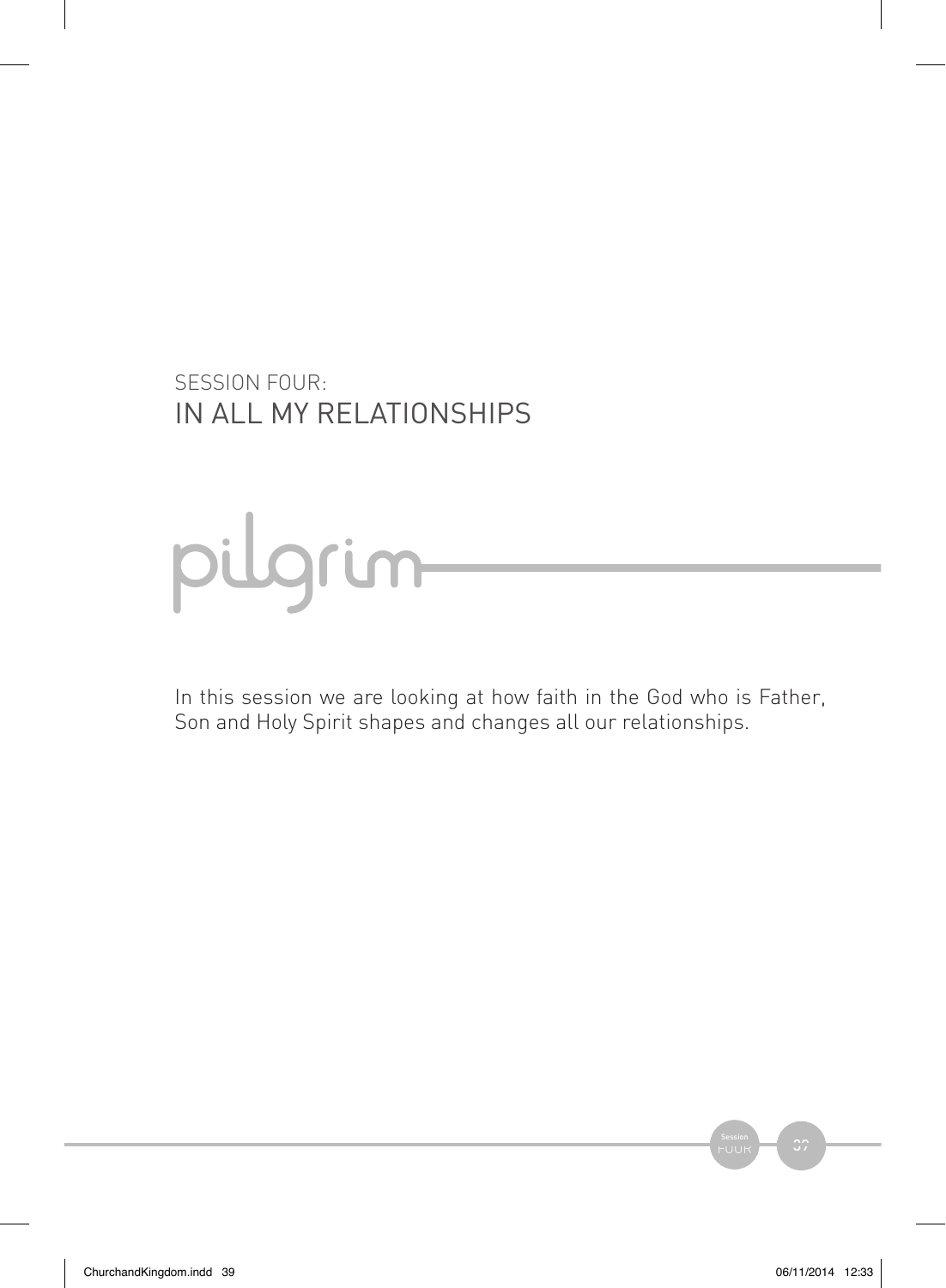# SESSION FOUR: IN ALL MY RELATIONSHIPS

pilgrim

In this session we are looking at how faith in the God who is Father, Son and Holy Spirit shapes and changes all our relationships.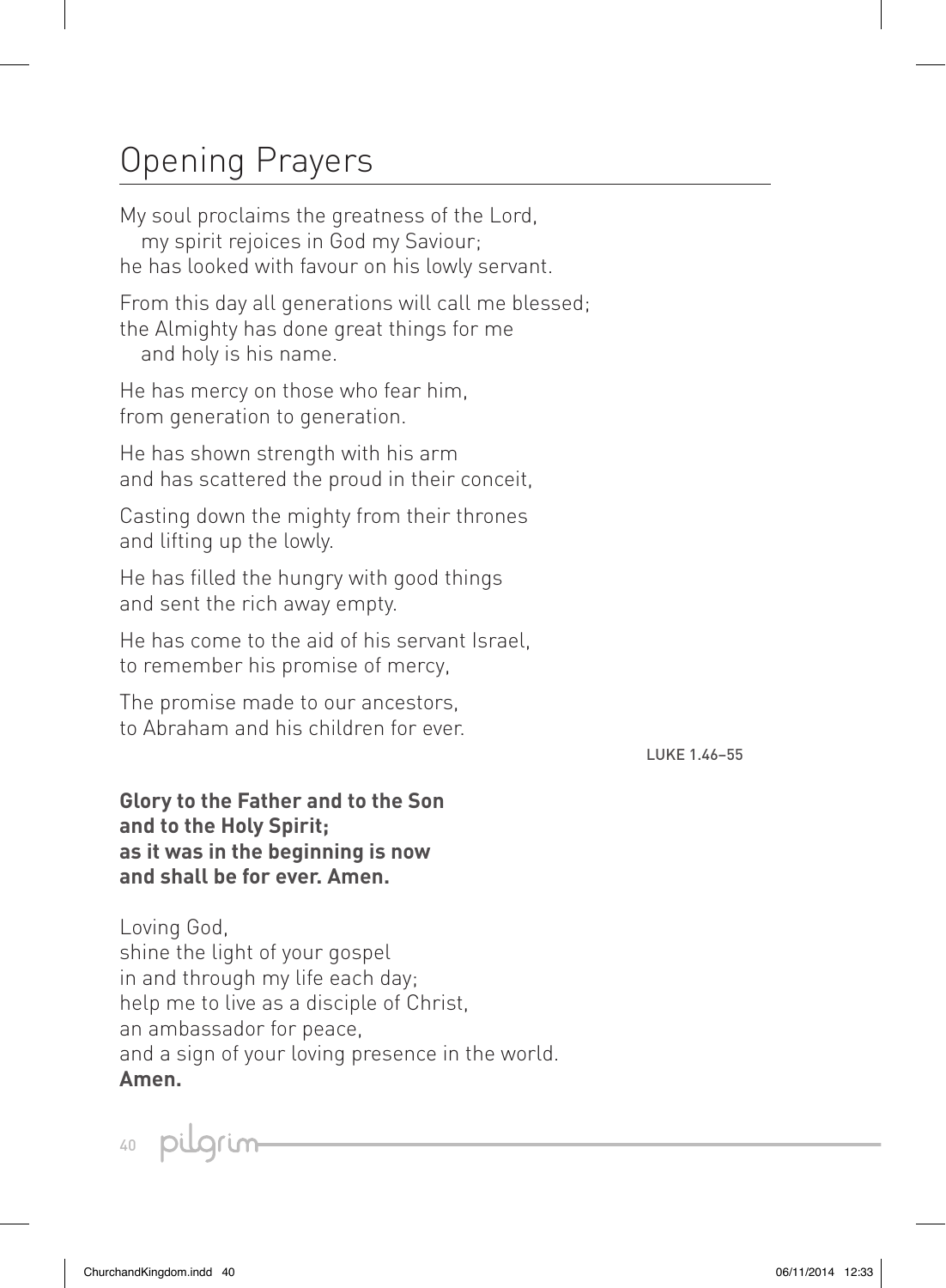# Opening Prayers

My soul proclaims the greatness of the Lord,
&nbsp;&nbsp;&nbsp;&nbsp;my spirit rejoices in God my Saviour;
he has looked with favour on his lowly servant.

From this day all generations will call me blessed;
the Almighty has done great things for me
&nbsp;&nbsp;&nbsp;&nbsp;and holy is his name.

He has mercy on those who fear him,
from generation to generation.

He has shown strength with his arm
and has scattered the proud in their conceit,

Casting down the mighty from their thrones
and lifting up the lowly.

He has filled the hungry with good things
and sent the rich away empty.

He has come to the aid of his servant Israel,
to remember his promise of mercy,

The promise made to our ancestors,
to Abraham and his children for ever.

LUKE 1.46–55

**Glory to the Father and to the Son**
**and to the Holy Spirit;**
**as it was in the beginning is now**
**and shall be for ever. Amen.**

Loving God,
shine the light of your gospel
in and through my life each day;
help me to live as a disciple of Christ,
an ambassador for peace,
and a sign of your loving presence in the world.
**Amen.**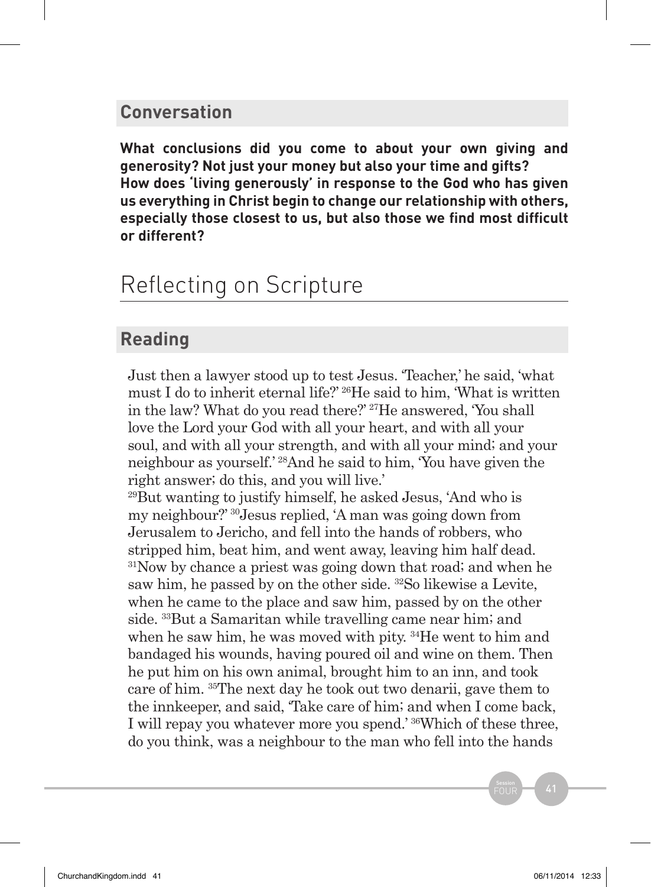## Conversation

**What conclusions did you come to about your own giving and generosity? Not just your money but also your time and gifts?**
**How does 'living generously' in response to the God who has given us everything in Christ begin to change our relationship with others, especially those closest to us, but also those we find most difficult or different?**

# Reflecting on Scripture

## Reading

Just then a lawyer stood up to test Jesus. 'Teacher,' he said, 'what must I do to inherit eternal life?' [26]He said to him, 'What is written in the law? What do you read there?' [27]He answered, 'You shall love the Lord your God with all your heart, and with all your soul, and with all your strength, and with all your mind; and your neighbour as yourself.' [28]And he said to him, 'You have given the right answer; do this, and you will live.'
[29]But wanting to justify himself, he asked Jesus, 'And who is my neighbour?' [30]Jesus replied, 'A man was going down from Jerusalem to Jericho, and fell into the hands of robbers, who stripped him, beat him, and went away, leaving him half dead. [31]Now by chance a priest was going down that road; and when he saw him, he passed by on the other side. [32]So likewise a Levite, when he came to the place and saw him, passed by on the other side. [33]But a Samaritan while travelling came near him; and when he saw him, he was moved with pity. [34]He went to him and bandaged his wounds, having poured oil and wine on them. Then he put him on his own animal, brought him to an inn, and took care of him. [35]The next day he took out two denarii, gave them to the innkeeper, and said, 'Take care of him; and when I come back, I will repay you whatever more you spend.' [36]Which of these three, do you think, was a neighbour to the man who fell into the hands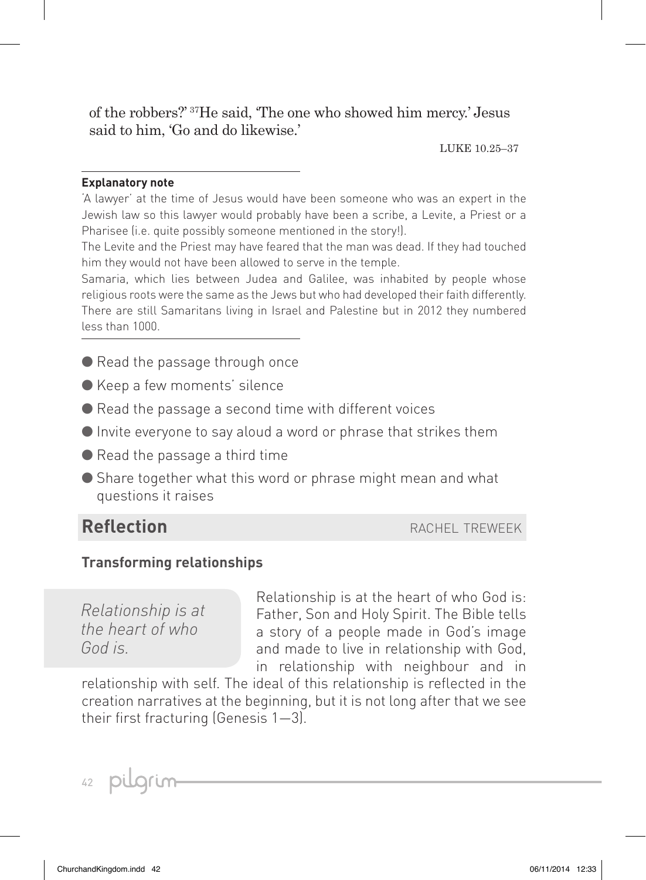of the robbers?' [37]He said, 'The one who showed him mercy.' Jesus said to him, 'Go and do likewise.'

LUKE 10.25–37

**Explanatory note**

'A lawyer' at the time of Jesus would have been someone who was an expert in the Jewish law so this lawyer would probably have been a scribe, a Levite, a Priest or a Pharisee (i.e. quite possibly someone mentioned in the story!).

The Levite and the Priest may have feared that the man was dead. If they had touched him they would not have been allowed to serve in the temple.

Samaria, which lies between Judea and Galilee, was inhabited by people whose religious roots were the same as the Jews but who had developed their faith differently. There are still Samaritans living in Israel and Palestine but in 2012 they numbered less than 1000.

- Read the passage through once
- Keep a few moments' silence
- Read the passage a second time with different voices
- Invite everyone to say aloud a word or phrase that strikes them
- Read the passage a third time
- Share together what this word or phrase might mean and what questions it raises

## Reflection

RACHEL TREWEEK

### Transforming relationships

*Relationship is at the heart of who God is.*

Relationship is at the heart of who God is: Father, Son and Holy Spirit. The Bible tells a story of a people made in God's image and made to live in relationship with God, in relationship with neighbour and in relationship with self. The ideal of this relationship is reflected in the creation narratives at the beginning, but it is not long after that we see their first fracturing (Genesis 1—3).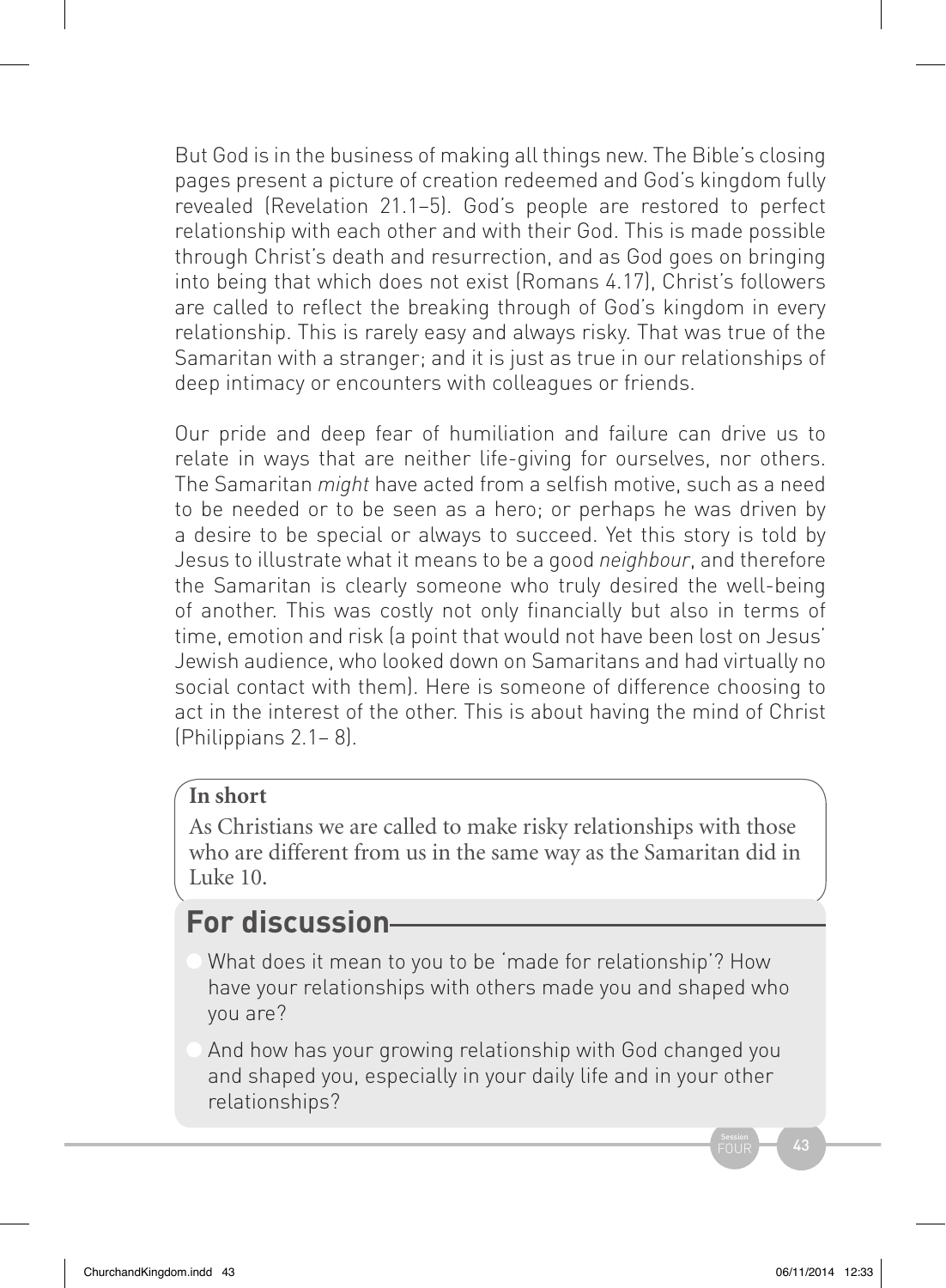But God is in the business of making all things new. The Bible's closing pages present a picture of creation redeemed and God's kingdom fully revealed (Revelation 21.1–5). God's people are restored to perfect relationship with each other and with their God. This is made possible through Christ's death and resurrection, and as God goes on bringing into being that which does not exist (Romans 4.17), Christ's followers are called to reflect the breaking through of God's kingdom in every relationship. This is rarely easy and always risky. That was true of the Samaritan with a stranger; and it is just as true in our relationships of deep intimacy or encounters with colleagues or friends.

Our pride and deep fear of humiliation and failure can drive us to relate in ways that are neither life-giving for ourselves, nor others. The Samaritan *might* have acted from a selfish motive, such as a need to be needed or to be seen as a hero; or perhaps he was driven by a desire to be special or always to succeed. Yet this story is told by Jesus to illustrate what it means to be a good *neighbour*, and therefore the Samaritan is clearly someone who truly desired the well-being of another. This was costly not only financially but also in terms of time, emotion and risk (a point that would not have been lost on Jesus' Jewish audience, who looked down on Samaritans and had virtually no social contact with them). Here is someone of difference choosing to act in the interest of the other. This is about having the mind of Christ (Philippians 2.1– 8).

**In short**

As Christians we are called to make risky relationships with those who are different from us in the same way as the Samaritan did in Luke 10.

## For discussion

- What does it mean to you to be 'made for relationship'? How have your relationships with others made you and shaped who you are?
- And how has your growing relationship with God changed you and shaped you, especially in your daily life and in your other relationships?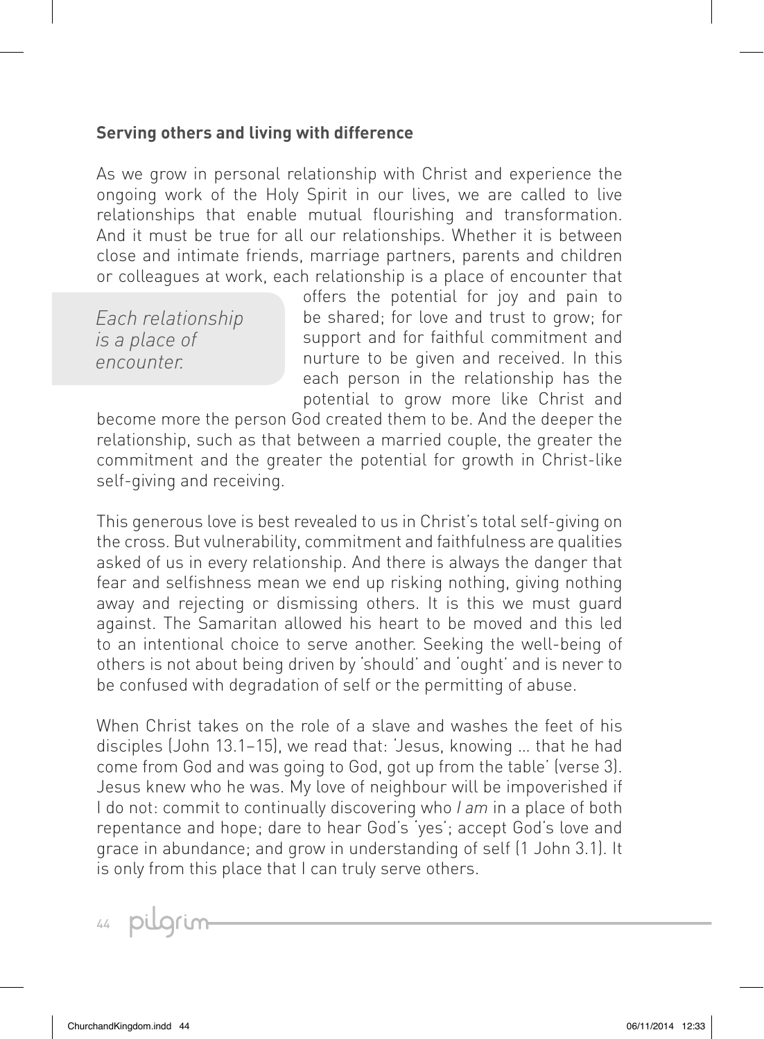## Serving others and living with difference

As we grow in personal relationship with Christ and experience the ongoing work of the Holy Spirit in our lives, we are called to live relationships that enable mutual flourishing and transformation. And it must be true for all our relationships. Whether it is between close and intimate friends, marriage partners, parents and children or colleagues at work, each relationship is a place of encounter that offers the potential for joy and pain to be shared; for love and trust to grow; for support and for faithful commitment and nurture to be given and received. In this each person in the relationship has the potential to grow more like Christ and become more the person God created them to be. And the deeper the relationship, such as that between a married couple, the greater the commitment and the greater the potential for growth in Christ-like self-giving and receiving.

> *Each relationship is a place of encounter.*

This generous love is best revealed to us in Christ's total self-giving on the cross. But vulnerability, commitment and faithfulness are qualities asked of us in every relationship. And there is always the danger that fear and selfishness mean we end up risking nothing, giving nothing away and rejecting or dismissing others. It is this we must guard against. The Samaritan allowed his heart to be moved and this led to an intentional choice to serve another. Seeking the well-being of others is not about being driven by 'should' and 'ought' and is never to be confused with degradation of self or the permitting of abuse.

When Christ takes on the role of a slave and washes the feet of his disciples (John 13.1–15), we read that: 'Jesus, knowing … that he had come from God and was going to God, got up from the table' (verse 3). Jesus knew who he was. My love of neighbour will be impoverished if I do not: commit to continually discovering who *I am* in a place of both repentance and hope; dare to hear God's 'yes'; accept God's love and grace in abundance; and grow in understanding of self (1 John 3.1). It is only from this place that I can truly serve others.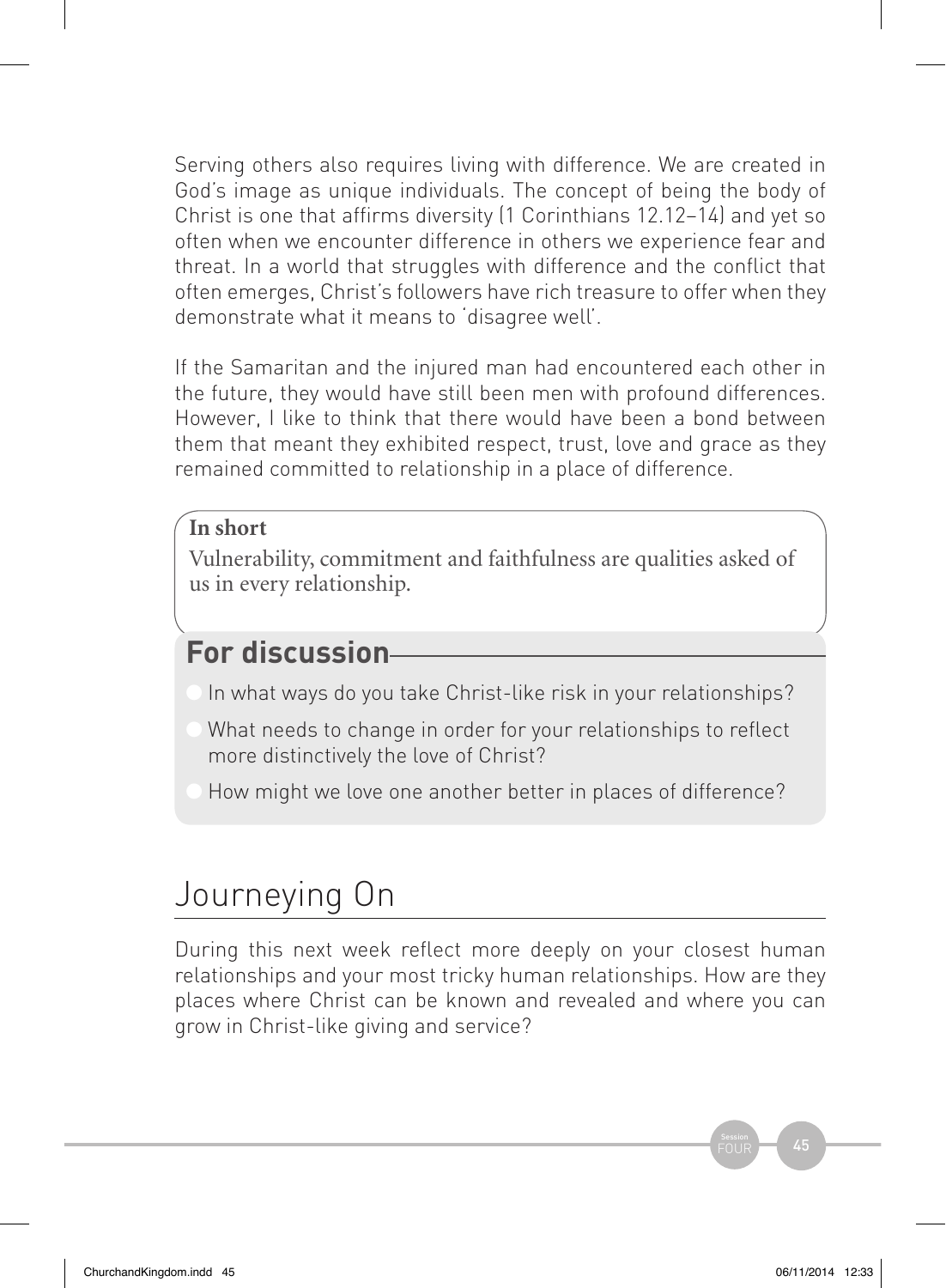Serving others also requires living with difference. We are created in God's image as unique individuals. The concept of being the body of Christ is one that affirms diversity (1 Corinthians 12.12–14) and yet so often when we encounter difference in others we experience fear and threat. In a world that struggles with difference and the conflict that often emerges, Christ's followers have rich treasure to offer when they demonstrate what it means to 'disagree well'.

If the Samaritan and the injured man had encountered each other in the future, they would have still been men with profound differences. However, I like to think that there would have been a bond between them that meant they exhibited respect, trust, love and grace as they remained committed to relationship in a place of difference.

> **In short**
>
> Vulnerability, commitment and faithfulness are qualities asked of us in every relationship.

## For discussion

- In what ways do you take Christ-like risk in your relationships?
- What needs to change in order for your relationships to reflect more distinctively the love of Christ?
- How might we love one another better in places of difference?

# Journeying On

During this next week reflect more deeply on your closest human relationships and your most tricky human relationships. How are they places where Christ can be known and revealed and where you can grow in Christ-like giving and service?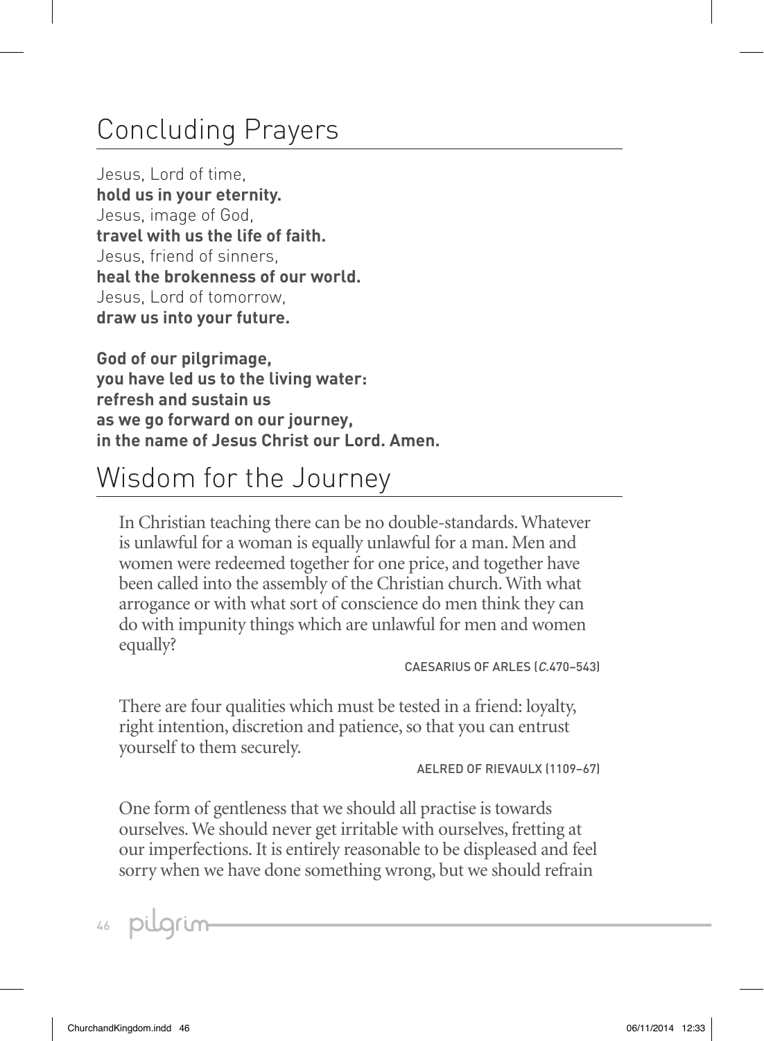## Concluding Prayers

Jesus, Lord of time,
**hold us in your eternity.**
Jesus, image of God,
**travel with us the life of faith.**
Jesus, friend of sinners,
**heal the brokenness of our world.**
Jesus, Lord of tomorrow,
**draw us into your future.**

**God of our pilgrimage,**
**you have led us to the living water:**
**refresh and sustain us**
**as we go forward on our journey,**
**in the name of Jesus Christ our Lord. Amen.**

## Wisdom for the Journey

> In Christian teaching there can be no double-standards. Whatever is unlawful for a woman is equally unlawful for a man. Men and women were redeemed together for one price, and together have been called into the assembly of the Christian church. With what arrogance or with what sort of conscience do men think they can do with impunity things which are unlawful for men and women equally?
>
> CAESARIUS OF ARLES (*C.*470–543)

> There are four qualities which must be tested in a friend: loyalty, right intention, discretion and patience, so that you can entrust yourself to them securely.
>
> AELRED OF RIEVAULX (1109–67)

> One form of gentleness that we should all practise is towards ourselves. We should never get irritable with ourselves, fretting at our imperfections. It is entirely reasonable to be displeased and feel sorry when we have done something wrong, but we should refrain